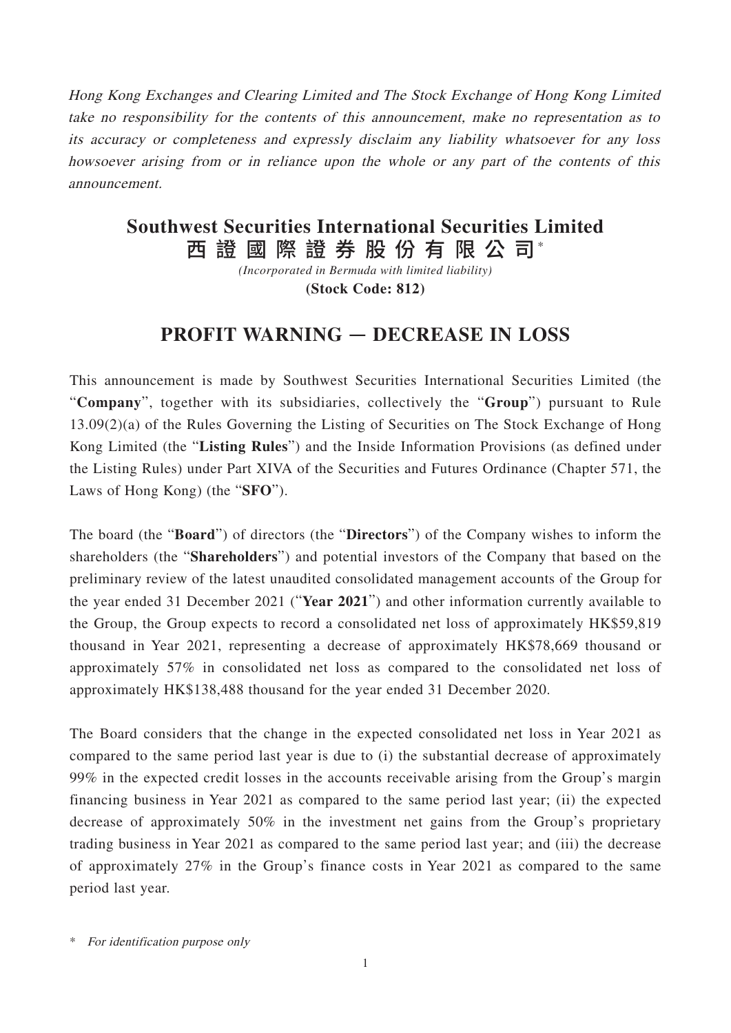*Hong Kong Exchanges and Clearing Limited and The Stock Exchange of Hong Kong Limited take no responsibility for the contents of this announcement, make no representation as to its accuracy or completeness and expressly disclaim any liability whatsoever for any loss howsoever arising from or in reliance upon the whole or any part of the contents of this announcement.*

# Southwest Securities International Securities Limited
# 西證國際證券股份有限公司*

*(Incorporated in Bermuda with limited liability)*

**(Stock Code: 812)**

## PROFIT WARNING — DECREASE IN LOSS

This announcement is made by Southwest Securities International Securities Limited (the "**Company**", together with its subsidiaries, collectively the "**Group**") pursuant to Rule 13.09(2)(a) of the Rules Governing the Listing of Securities on The Stock Exchange of Hong Kong Limited (the "**Listing Rules**") and the Inside Information Provisions (as defined under the Listing Rules) under Part XIVA of the Securities and Futures Ordinance (Chapter 571, the Laws of Hong Kong) (the "**SFO**").

The board (the "**Board**") of directors (the "**Directors**") of the Company wishes to inform the shareholders (the "**Shareholders**") and potential investors of the Company that based on the preliminary review of the latest unaudited consolidated management accounts of the Group for the year ended 31 December 2021 ("**Year 2021**") and other information currently available to the Group, the Group expects to record a consolidated net loss of approximately HK$59,819 thousand in Year 2021, representing a decrease of approximately HK$78,669 thousand or approximately 57% in consolidated net loss as compared to the consolidated net loss of approximately HK$138,488 thousand for the year ended 31 December 2020.

The Board considers that the change in the expected consolidated net loss in Year 2021 as compared to the same period last year is due to (i) the substantial decrease of approximately 99% in the expected credit losses in the accounts receivable arising from the Group's margin financing business in Year 2021 as compared to the same period last year; (ii) the expected decrease of approximately 50% in the investment net gains from the Group's proprietary trading business in Year 2021 as compared to the same period last year; and (iii) the decrease of approximately 27% in the Group's finance costs in Year 2021 as compared to the same period last year.

\* *For identification purpose only*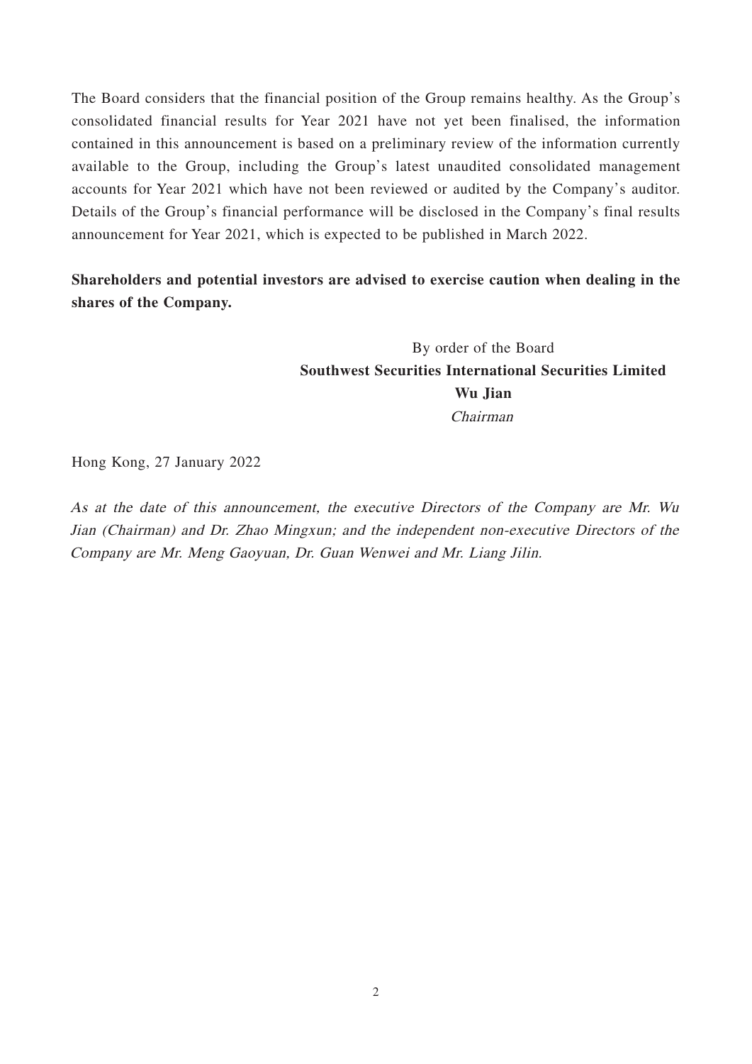The Board considers that the financial position of the Group remains healthy. As the Group's consolidated financial results for Year 2021 have not yet been finalised, the information contained in this announcement is based on a preliminary review of the information currently available to the Group, including the Group's latest unaudited consolidated management accounts for Year 2021 which have not been reviewed or audited by the Company's auditor. Details of the Group's financial performance will be disclosed in the Company's final results announcement for Year 2021, which is expected to be published in March 2022.

**Shareholders and potential investors are advised to exercise caution when dealing in the shares of the Company.**

By order of the Board
**Southwest Securities International Securities Limited**
**Wu Jian**
*Chairman*

Hong Kong, 27 January 2022

*As at the date of this announcement, the executive Directors of the Company are Mr. Wu Jian (Chairman) and Dr. Zhao Mingxun; and the independent non-executive Directors of the Company are Mr. Meng Gaoyuan, Dr. Guan Wenwei and Mr. Liang Jilin.*